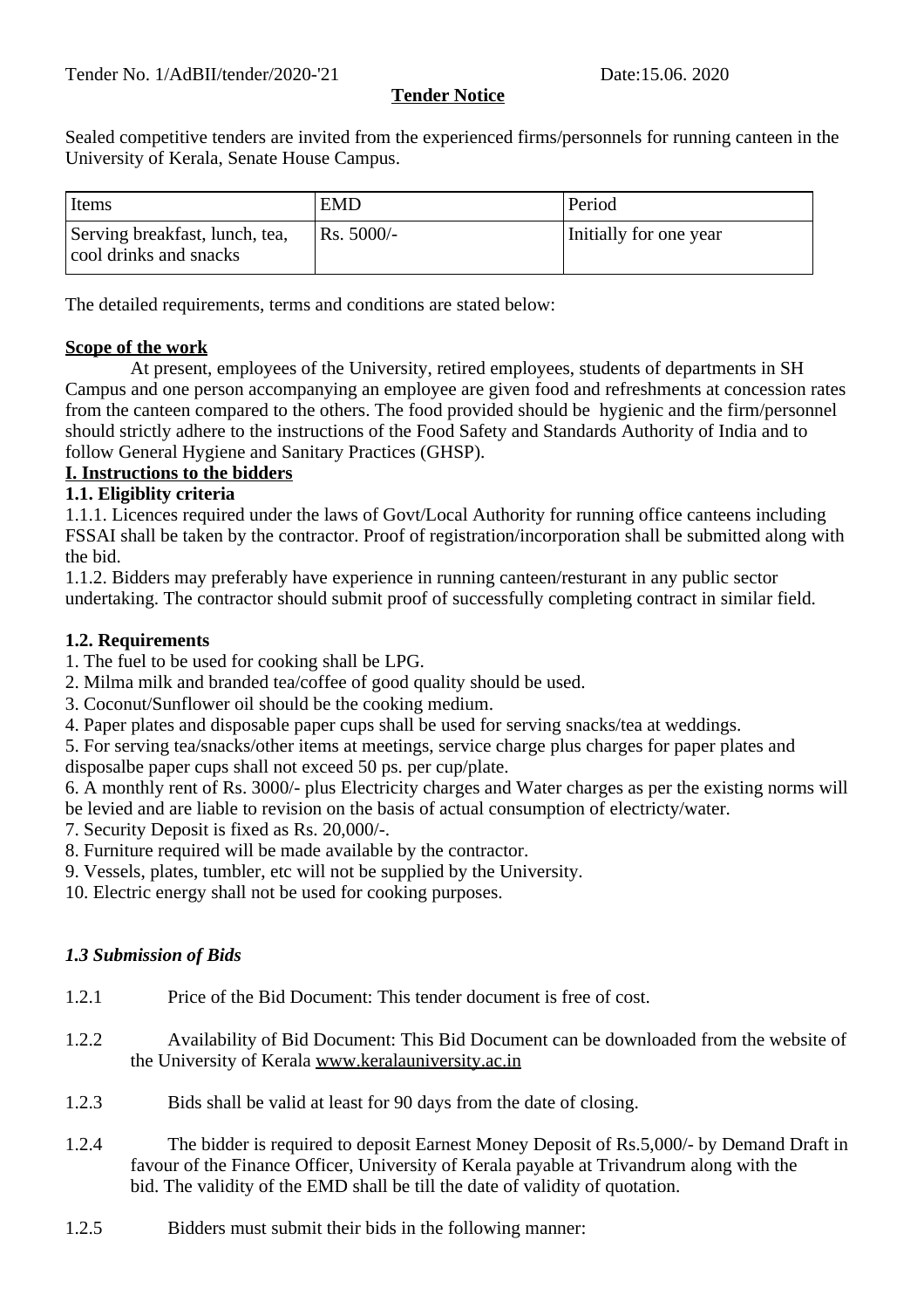Tender No. 1/AdBII/tender/2020-'21 Date:15.06. 2020

**Tender Notice**

Sealed competitive tenders are invited from the experienced firms/personnels for running canteen in the University of Kerala, Senate House Campus.

| Items | EMD | Period |
|---|---|---|
| Serving breakfast, lunch, tea, cool drinks and snacks | Rs. 5000/- | Initially for one year |

The detailed requirements, terms and conditions are stated below:

**Scope of the work**

At present, employees of the University, retired employees, students of departments in SH Campus and one person accompanying an employee are given food and refreshments at concession rates from the canteen compared to the others. The food provided should be hygienic and the firm/personnel should strictly adhere to the instructions of the Food Safety and Standards Authority of India and to follow General Hygiene and Sanitary Practices (GHSP).

**I. Instructions to the bidders**

**1.1. Eligiblity criteria**

1.1.1. Licences required under the laws of Govt/Local Authority for running office canteens including FSSAI shall be taken by the contractor. Proof of registration/incorporation shall be submitted along with the bid.

1.1.2. Bidders may preferably have experience in running canteen/resturant in any public sector undertaking. The contractor should submit proof of successfully completing contract in similar field.

**1.2. Requirements**

1. The fuel to be used for cooking shall be LPG.
2. Milma milk and branded tea/coffee of good quality should be used.
3. Coconut/Sunflower oil should be the cooking medium.
4. Paper plates and disposable paper cups shall be used for serving snacks/tea at weddings.
5. For serving tea/snacks/other items at meetings, service charge plus charges for paper plates and disposalbe paper cups shall not exceed 50 ps. per cup/plate.
6. A monthly rent of Rs. 3000/- plus Electricity charges and Water charges as per the existing norms will be levied and are liable to revision on the basis of actual consumption of electricty/water.
7. Security Deposit is fixed as Rs. 20,000/-.
8. Furniture required will be made available by the contractor.
9. Vessels, plates, tumbler, etc will not be supplied by the University.
10. Electric energy shall not be used for cooking purposes.

***1.3 Submission of Bids***

1.2.1 Price of the Bid Document: This tender document is free of cost.

1.2.2 Availability of Bid Document: This Bid Document can be downloaded from the website of the University of Kerala www.keralauniversity.ac.in

1.2.3 Bids shall be valid at least for 90 days from the date of closing.

1.2.4 The bidder is required to deposit Earnest Money Deposit of Rs.5,000/- by Demand Draft in favour of the Finance Officer, University of Kerala payable at Trivandrum along with the bid. The validity of the EMD shall be till the date of validity of quotation.

1.2.5 Bidders must submit their bids in the following manner: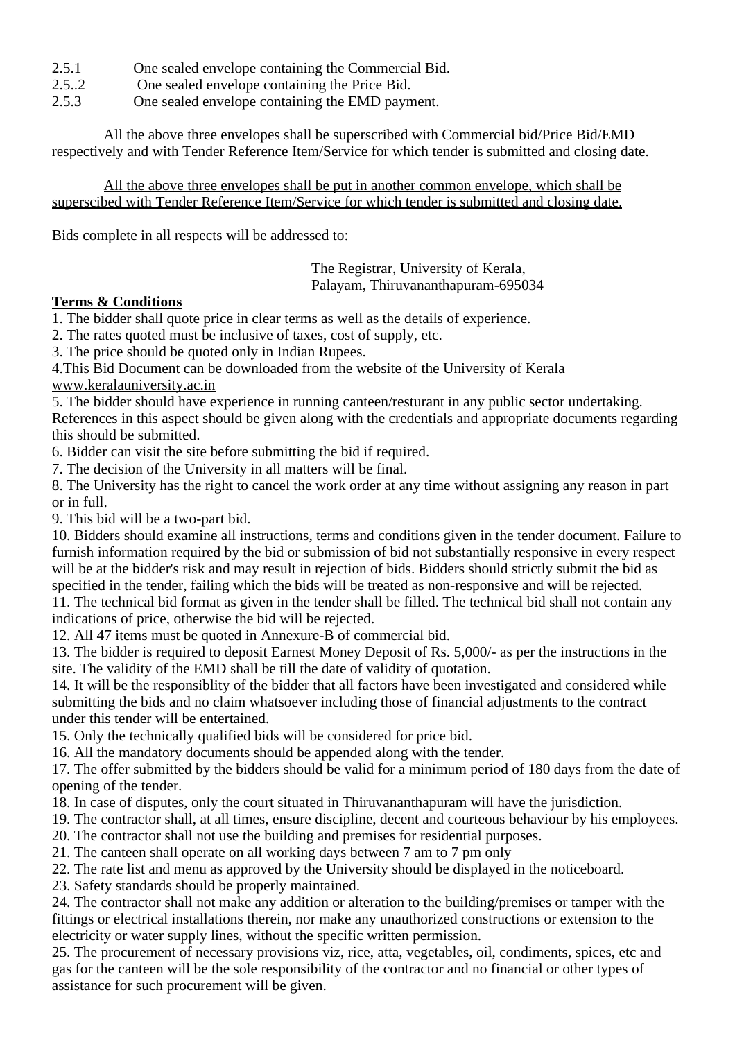2.5.1 One sealed envelope containing the Commercial Bid.
2.5..2 One sealed envelope containing the Price Bid.
2.5.3 One sealed envelope containing the EMD payment.

All the above three envelopes shall be superscribed with Commercial bid/Price Bid/EMD respectively and with Tender Reference Item/Service for which tender is submitted and closing date.

<u>All the above three envelopes shall be put in another common envelope, which shall be superscibed with Tender Reference Item/Service for which tender is submitted and closing date.</u>

Bids complete in all respects will be addressed to:

The Registrar, University of Kerala,
Palayam, Thiruvananthapuram-695034

**<u>Terms & Conditions</u>**

1. The bidder shall quote price in clear terms as well as the details of experience.
2. The rates quoted must be inclusive of taxes, cost of supply, etc.
3. The price should be quoted only in Indian Rupees.
4. This Bid Document can be downloaded from the website of the University of Kerala www.keralauniversity.ac.in
5. The bidder should have experience in running canteen/resturant in any public sector undertaking. References in this aspect should be given along with the credentials and appropriate documents regarding this should be submitted.
6. Bidder can visit the site before submitting the bid if required.
7. The decision of the University in all matters will be final.
8. The University has the right to cancel the work order at any time without assigning any reason in part or in full.
9. This bid will be a two-part bid.
10. Bidders should examine all instructions, terms and conditions given in the tender document. Failure to furnish information required by the bid or submission of bid not substantially responsive in every respect will be at the bidder's risk and may result in rejection of bids. Bidders should strictly submit the bid as specified in the tender, failing which the bids will be treated as non-responsive and will be rejected.
11. The technical bid format as given in the tender shall be filled. The technical bid shall not contain any indications of price, otherwise the bid will be rejected.
12. All 47 items must be quoted in Annexure-B of commercial bid.
13. The bidder is required to deposit Earnest Money Deposit of Rs. 5,000/- as per the instructions in the site. The validity of the EMD shall be till the date of validity of quotation.
14. It will be the responsiblity of the bidder that all factors have been investigated and considered while submitting the bids and no claim whatsoever including those of financial adjustments to the contract under this tender will be entertained.
15. Only the technically qualified bids will be considered for price bid.
16. All the mandatory documents should be appended along with the tender.
17. The offer submitted by the bidders should be valid for a minimum period of 180 days from the date of opening of the tender.
18. In case of disputes, only the court situated in Thiruvananthapuram will have the jurisdiction.
19. The contractor shall, at all times, ensure discipline, decent and courteous behaviour by his employees.
20. The contractor shall not use the building and premises for residential purposes.
21. The canteen shall operate on all working days between 7 am to 7 pm only
22. The rate list and menu as approved by the University should be displayed in the noticeboard.
23. Safety standards should be properly maintained.
24. The contractor shall not make any addition or alteration to the building/premises or tamper with the fittings or electrical installations therein, nor make any unauthorized constructions or extension to the electricity or water supply lines, without the specific written permission.
25. The procurement of necessary provisions viz, rice, atta, vegetables, oil, condiments, spices, etc and gas for the canteen will be the sole responsibility of the contractor and no financial or other types of assistance for such procurement will be given.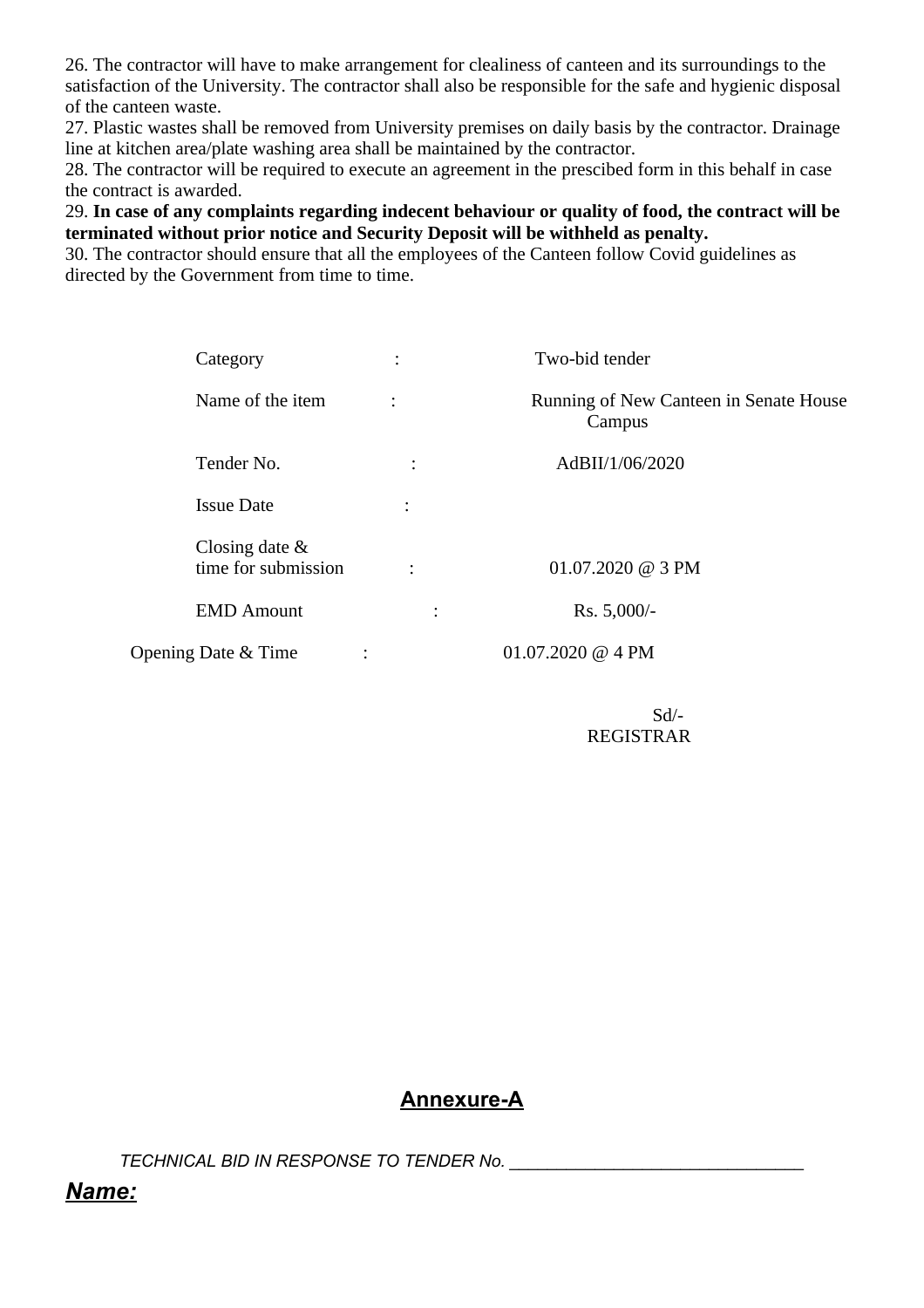26. The contractor will have to make arrangement for clealiness of canteen and its surroundings to the satisfaction of the University. The contractor shall also be responsible for the safe and hygienic disposal of the canteen waste.
27. Plastic wastes shall be removed from University premises on daily basis by the contractor. Drainage line at kitchen area/plate washing area shall be maintained by the contractor.
28. The contractor will be required to execute an agreement in the prescibed form in this behalf in case the contract is awarded.
29. **In case of any complaints regarding indecent behaviour or quality of food, the contract will be terminated without prior notice and Security Deposit will be withheld as penalty.**
30. The contractor should ensure that all the employees of the Canteen follow Covid guidelines as directed by the Government from time to time.

| | | |
|---|---|---|
| Category | : | Two-bid tender |
| Name of the item | : | Running of New Canteen in Senate House Campus |
| Tender No. | : | AdBII/1/06/2020 |
| Issue Date | : | |
| Closing date & time for submission | : | 01.07.2020 @ 3 PM |
| EMD Amount | : | Rs. 5,000/- |
| Opening Date & Time | : | 01.07.2020 @ 4 PM |

Sd/-
REGISTRAR

## Annexure-A

*TECHNICAL BID IN RESPONSE TO TENDER No.* ______________________________

***Name:***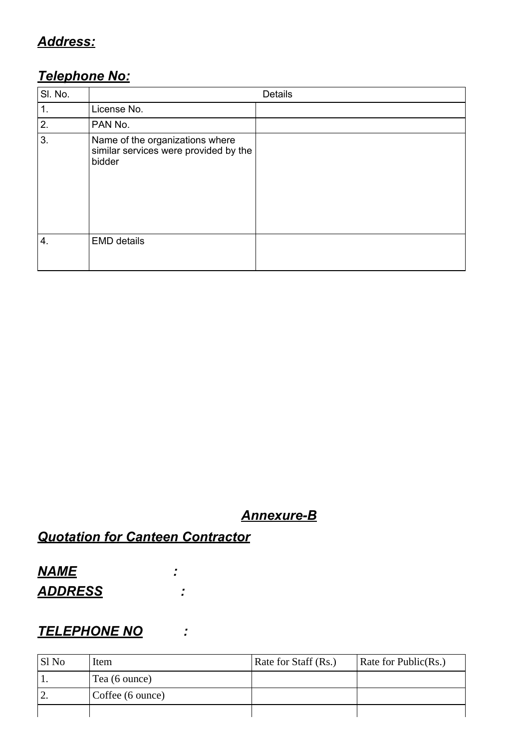***Address:***

***Telephone No:***

| Sl. No. | Details | |
|---|---|---|
| 1. | License No. | |
| 2. | PAN No. | |
| 3. | Name of the organizations where similar services were provided by the bidder | |
| 4. | EMD details | |

## ***Annexure-B***

## ***Quotation for Canteen Contractor***

***NAME :***

***ADDRESS :***

***TELEPHONE NO :***

| Sl No | Item | Rate for Staff (Rs.) | Rate for Public(Rs.) |
|---|---|---|---|
| 1. | Tea (6 ounce) | | |
| 2. | Coffee (6 ounce) | | |
| | | | |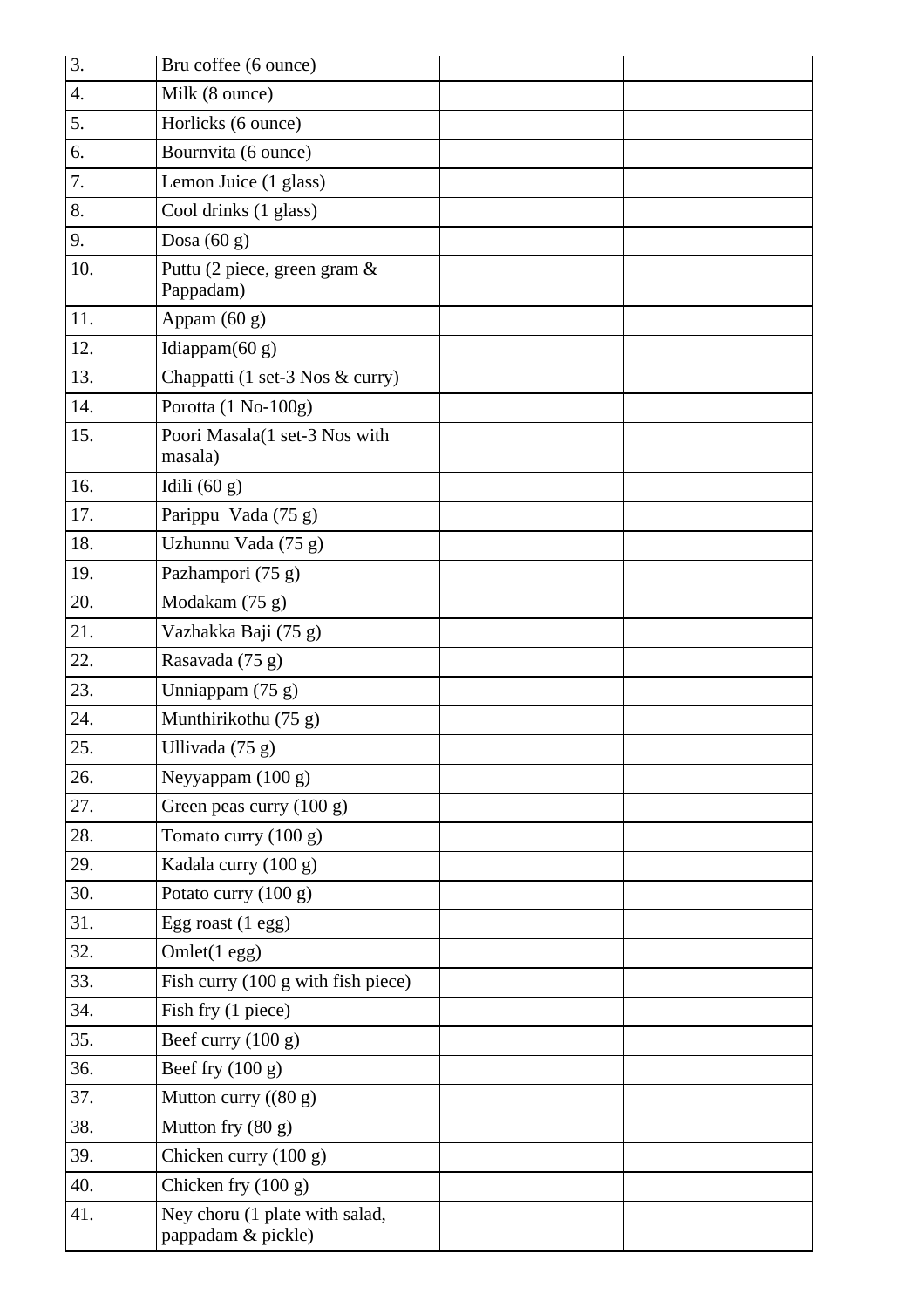| | | | |
|---|---|---|---|
| 3. | Bru coffee (6 ounce) | | |
| 4. | Milk (8 ounce) | | |
| 5. | Horlicks (6 ounce) | | |
| 6. | Bournvita (6 ounce) | | |
| 7. | Lemon Juice (1 glass) | | |
| 8. | Cool drinks (1 glass) | | |
| 9. | Dosa (60 g) | | |
| 10. | Puttu (2 piece, green gram & Pappadam) | | |
| 11. | Appam (60 g) | | |
| 12. | Idiappam(60 g) | | |
| 13. | Chappatti (1 set-3 Nos & curry) | | |
| 14. | Porotta (1 No-100g) | | |
| 15. | Poori Masala(1 set-3 Nos with masala) | | |
| 16. | Idili (60 g) | | |
| 17. | Parippu  Vada (75 g) | | |
| 18. | Uzhunnu Vada (75 g) | | |
| 19. | Pazhampori (75 g) | | |
| 20. | Modakam (75 g) | | |
| 21. | Vazhakka Baji (75 g) | | |
| 22. | Rasavada (75 g) | | |
| 23. | Unniappam (75 g) | | |
| 24. | Munthirikothu (75 g) | | |
| 25. | Ullivada (75 g) | | |
| 26. | Neyyappam (100 g) | | |
| 27. | Green peas curry (100 g) | | |
| 28. | Tomato curry (100 g) | | |
| 29. | Kadala curry (100 g) | | |
| 30. | Potato curry (100 g) | | |
| 31. | Egg roast (1 egg) | | |
| 32. | Omlet(1 egg) | | |
| 33. | Fish curry (100 g with fish piece) | | |
| 34. | Fish fry (1 piece) | | |
| 35. | Beef curry (100 g) | | |
| 36. | Beef fry (100 g) | | |
| 37. | Mutton curry ((80 g) | | |
| 38. | Mutton fry (80 g) | | |
| 39. | Chicken curry (100 g) | | |
| 40. | Chicken fry (100 g) | | |
| 41. | Ney choru (1 plate with salad, pappadam & pickle) | | |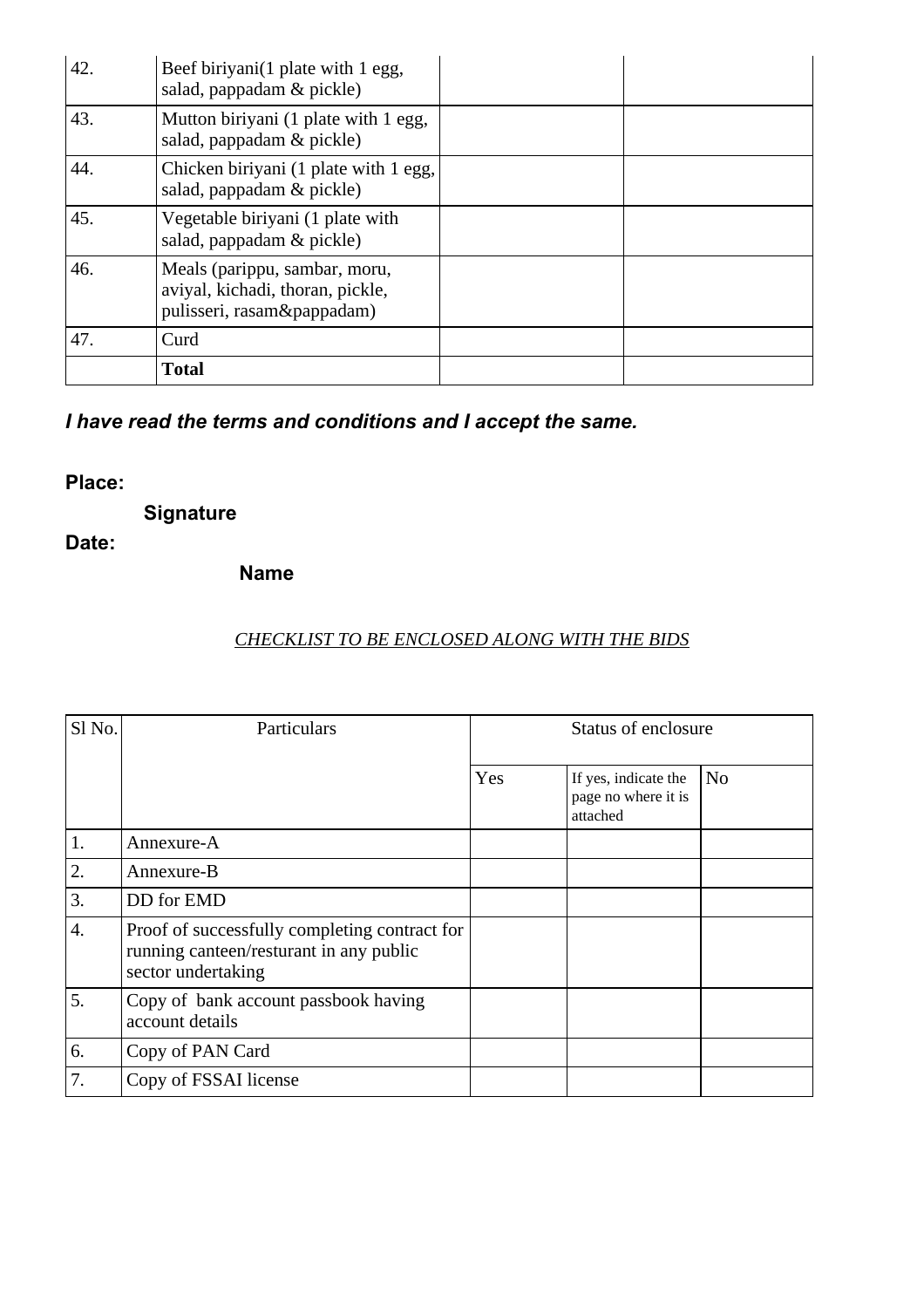| | | | |
|---|---|---|---|
| 42. | Beef biriyani(1 plate with 1 egg, salad, pappadam & pickle) | | |
| 43. | Mutton biriyani (1 plate with 1 egg, salad, pappadam & pickle) | | |
| 44. | Chicken biriyani (1 plate with 1 egg, salad, pappadam & pickle) | | |
| 45. | Vegetable biriyani (1 plate with salad, pappadam & pickle) | | |
| 46. | Meals (parippu, sambar, moru, aviyal, kichadi, thoran, pickle, pulisseri, rasam&pappadam) | | |
| 47. | Curd | | |
| | **Total** | | |

***I have read the terms and conditions and I accept the same.***

**Place:**

**Signature**

**Date:**

**Name**

*CHECKLIST TO BE ENCLOSED ALONG WITH THE BIDS*

| Sl No. | Particulars | Status of enclosure | | |
|---|---|---|---|---|
| | | Yes | If yes, indicate the page no where it is attached | No |
| 1. | Annexure-A | | | |
| 2. | Annexure-B | | | |
| 3. | DD for EMD | | | |
| 4. | Proof of successfully completing contract for running canteen/resturant in any public sector undertaking | | | |
| 5. | Copy of bank account passbook having account details | | | |
| 6. | Copy of PAN Card | | | |
| 7. | Copy of FSSAI license | | | |